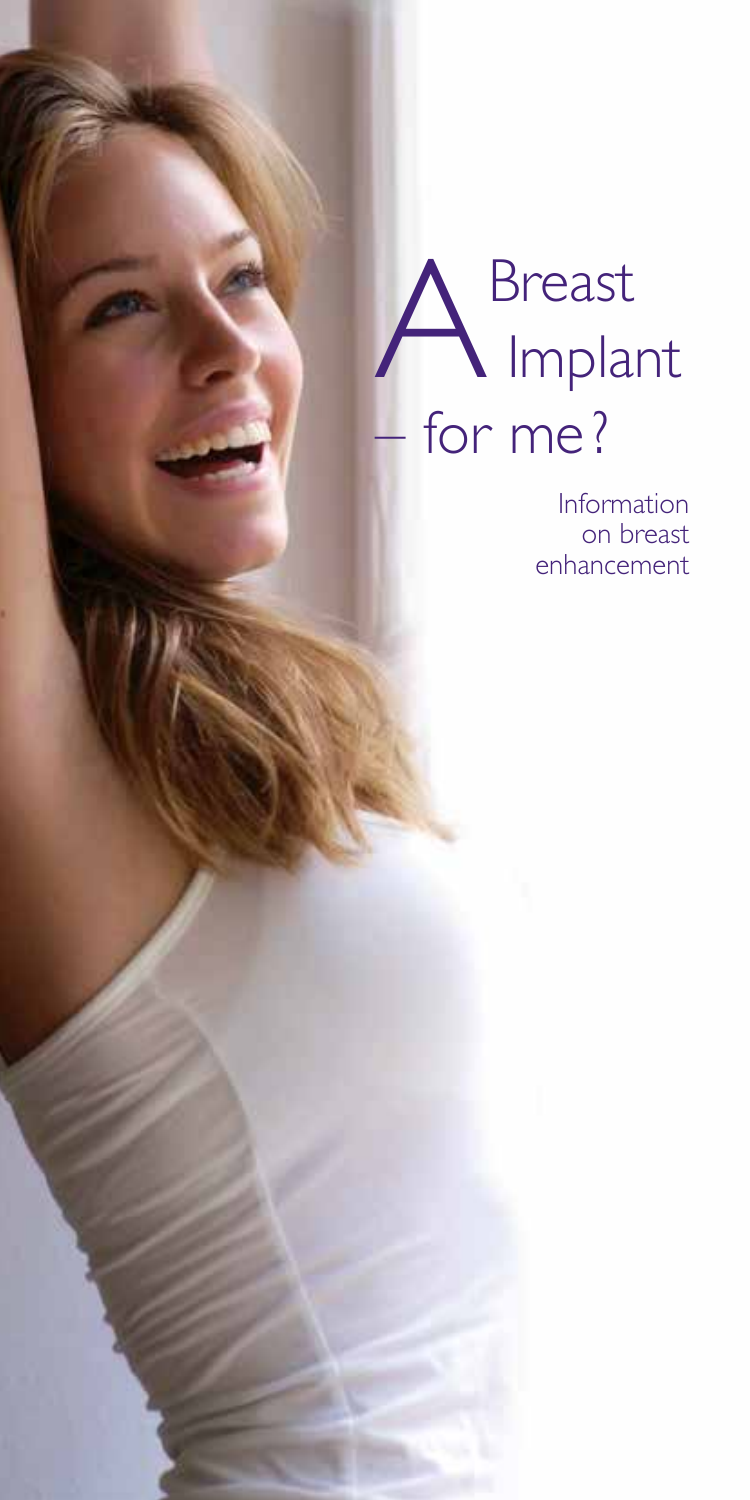# A Breast Implant – for me?

Information on breast enhancement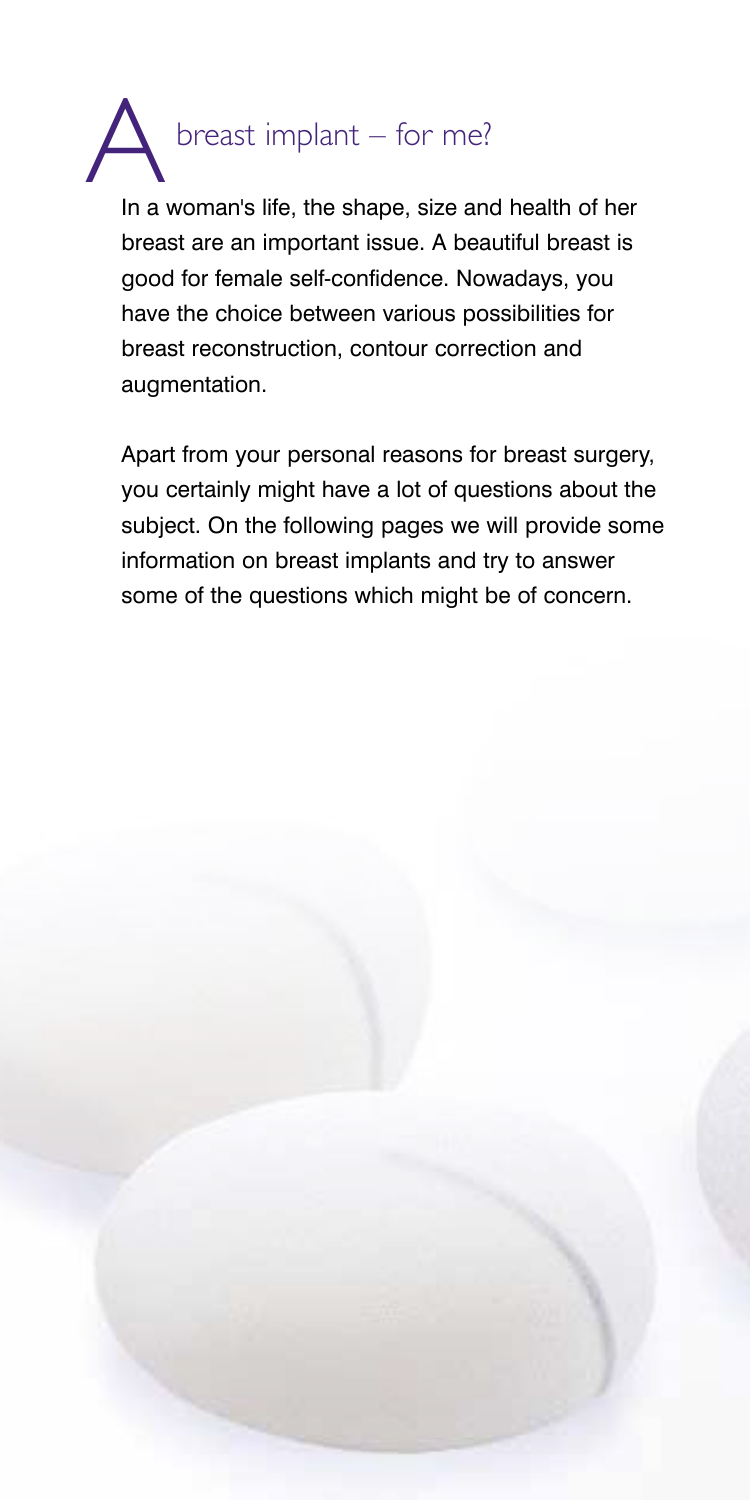# A breast implant – for me?

In a woman's life, the shape, size and health of her breast are an important issue. A beautiful breast is good for female self-confidence. Nowadays, you have the choice between various possibilities for breast reconstruction, contour correction and augmentation.

Apart from your personal reasons for breast surgery, you certainly might have a lot of questions about the subject. On the following pages we will provide some information on breast implants and try to answer some of the questions which might be of concern.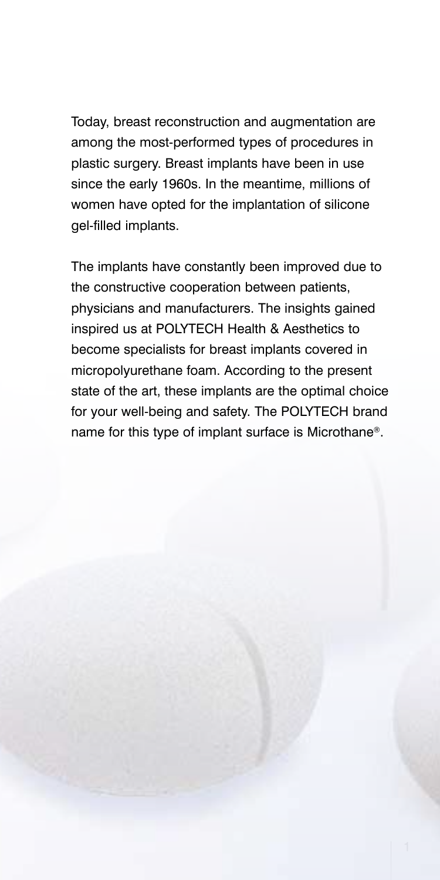Today, breast reconstruction and augmentation are among the most-performed types of procedures in plastic surgery. Breast implants have been in use since the early 1960s. In the meantime, millions of women have opted for the implantation of silicone gel-filled implants.

The implants have constantly been improved due to the constructive cooperation between patients, physicians and manufacturers. The insights gained inspired us at POLYTECH Health & Aesthetics to become specialists for breast implants covered in micropolyurethane foam. According to the present state of the art, these implants are the optimal choice for your well-being and safety. The POLYTECH brand name for this type of implant surface is Microthane®.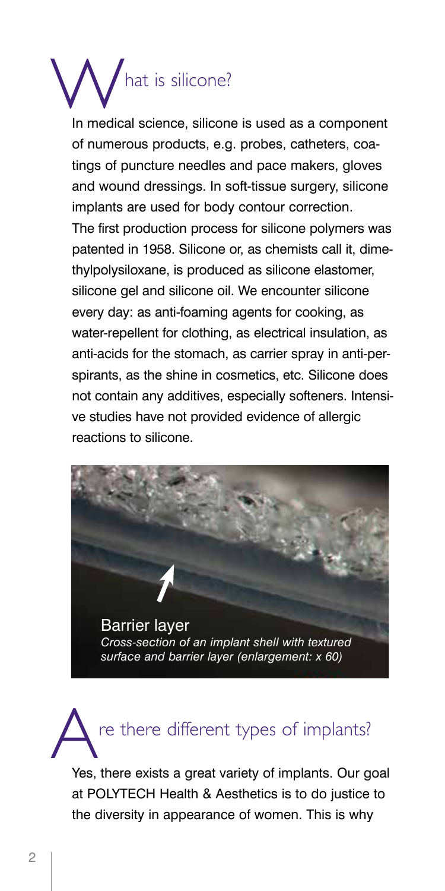# What is silicone?

In medical science, silicone is used as a component of numerous products, e.g. probes, catheters, coatings of puncture needles and pace makers, gloves and wound dressings. In soft-tissue surgery, silicone implants are used for body contour correction. The first production process for silicone polymers was patented in 1958. Silicone or, as chemists call it, dimethylpolysiloxane, is produced as silicone elastomer, silicone gel and silicone oil. We encounter silicone every day: as anti-foaming agents for cooking, as water-repellent for clothing, as electrical insulation, as anti-acids for the stomach, as carrier spray in anti-perspirants, as the shine in cosmetics, etc. Silicone does not contain any additives, especially softeners. Intensive studies have not provided evidence of allergic reactions to silicone.

Barrier layer

*Cross-section of an implant shell with textured surface and barrier layer (enlargement: x 60)*

# Are there different types of implants?

Yes, there exists a great variety of implants. Our goal at POLYTECH Health & Aesthetics is to do justice to the diversity in appearance of women. This is why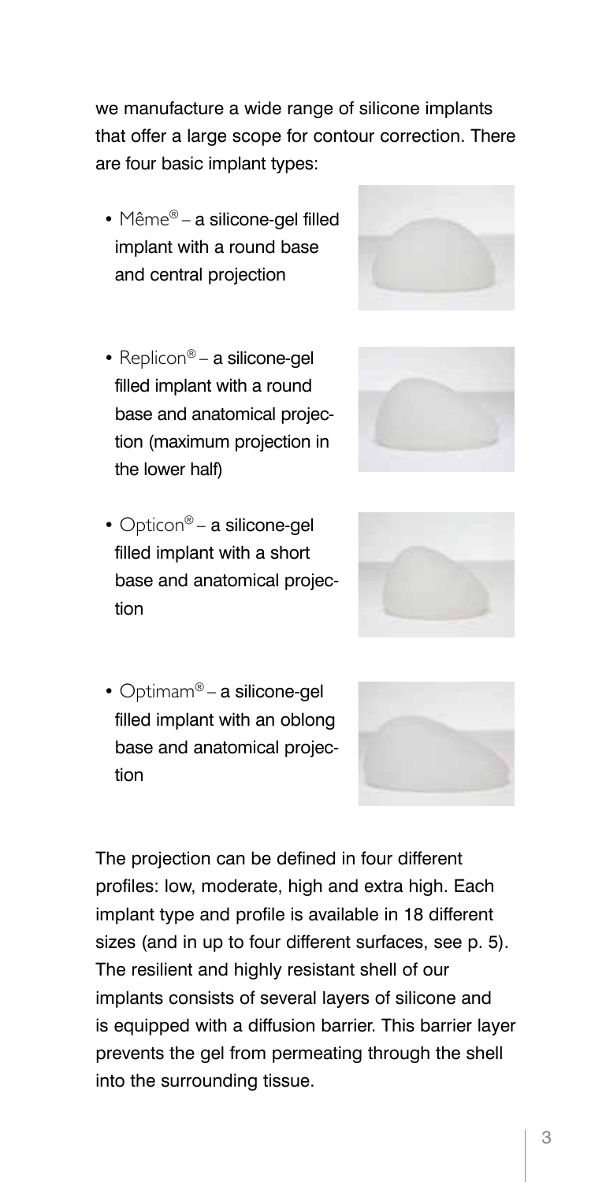we manufacture a wide range of silicone implants that offer a large scope for contour correction. There are four basic implant types:

- Même® – a silicone-gel filled implant with a round base and central projection
- Replicon® – a silicone-gel filled implant with a round base and anatomical projection (maximum projection in the lower half)
- Opticon® – a silicone-gel filled implant with a short base and anatomical projection
- Optimam® – a silicone-gel filled implant with an oblong base and anatomical projection

The projection can be defined in four different profiles: low, moderate, high and extra high. Each implant type and profile is available in 18 different sizes (and in up to four different surfaces, see p. 5). The resilient and highly resistant shell of our implants consists of several layers of silicone and is equipped with a diffusion barrier. This barrier layer prevents the gel from permeating through the shell into the surrounding tissue.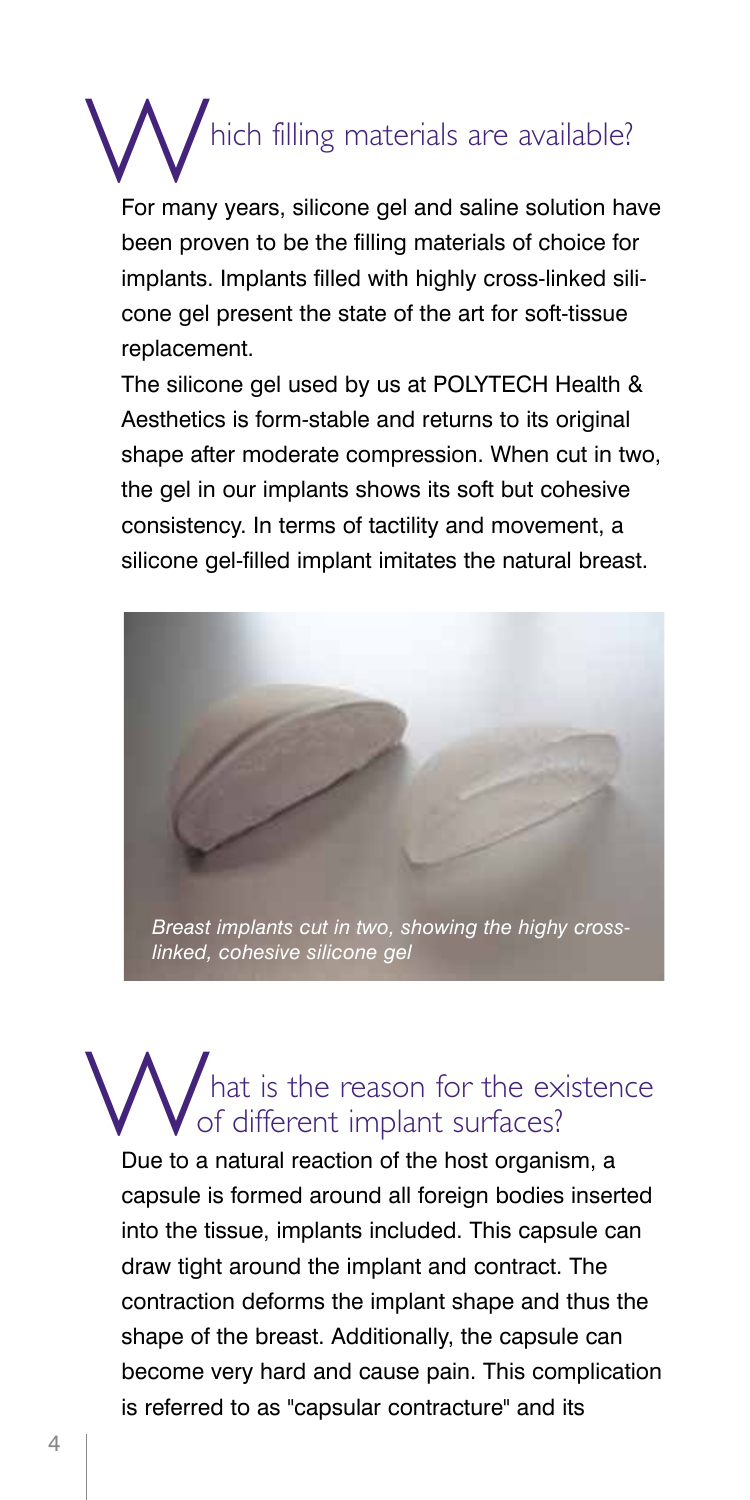## Which filling materials are available?

For many years, silicone gel and saline solution have been proven to be the filling materials of choice for implants. Implants filled with highly cross-linked silicone gel present the state of the art for soft-tissue replacement.

The silicone gel used by us at POLYTECH Health & Aesthetics is form-stable and returns to its original shape after moderate compression. When cut in two, the gel in our implants shows its soft but cohesive consistency. In terms of tactility and movement, a silicone gel-filled implant imitates the natural breast.

*Breast implants cut in two, showing the highy cross-linked, cohesive silicone gel*

## What is the reason for the existence of different implant surfaces?

Due to a natural reaction of the host organism, a capsule is formed around all foreign bodies inserted into the tissue, implants included. This capsule can draw tight around the implant and contract. The contraction deforms the implant shape and thus the shape of the breast. Additionally, the capsule can become very hard and cause pain. This complication is referred to as "capsular contracture" and its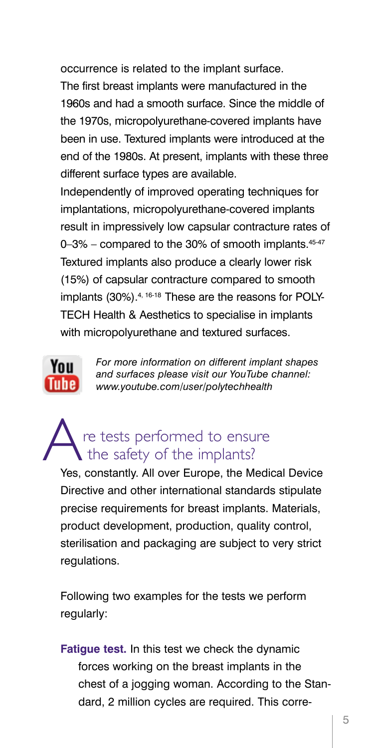occurrence is related to the implant surface.

The first breast implants were manufactured in the 1960s and had a smooth surface. Since the middle of the 1970s, micropolyurethane-covered implants have been in use. Textured implants were introduced at the end of the 1980s. At present, implants with these three different surface types are available.

Independently of improved operating techniques for implantations, micropolyurethane-covered implants result in impressively low capsular contracture rates of 0–3% – compared to the 30% of smooth implants.[45-47] Textured implants also produce a clearly lower risk (15%) of capsular contracture compared to smooth implants (30%).[4, 16-18] These are the reasons for POLYTECH Health & Aesthetics to specialise in implants with micropolyurethane and textured surfaces.

*For more information on different implant shapes and surfaces please visit our YouTube channel: www.youtube.com/user/polytechhealth*

## Are tests performed to ensure the safety of the implants?

Yes, constantly. All over Europe, the Medical Device Directive and other international standards stipulate precise requirements for breast implants. Materials, product development, production, quality control, sterilisation and packaging are subject to very strict regulations.

Following two examples for the tests we perform regularly:

**Fatigue test.** In this test we check the dynamic forces working on the breast implants in the chest of a jogging woman. According to the Standard, 2 million cycles are required. This corre-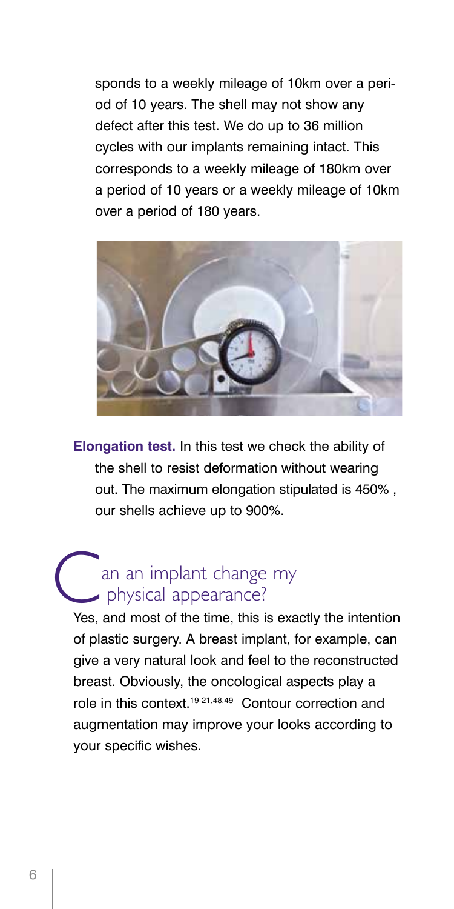sponds to a weekly mileage of 10km over a period of 10 years. The shell may not show any defect after this test. We do up to 36 million cycles with our implants remaining intact. This corresponds to a weekly mileage of 180km over a period of 10 years or a weekly mileage of 10km over a period of 180 years.

**Elongation test.** In this test we check the ability of the shell to resist deformation without wearing out. The maximum elongation stipulated is 450% , our shells achieve up to 900%.

## Can an implant change my physical appearance?

Yes, and most of the time, this is exactly the intention of plastic surgery. A breast implant, for example, can give a very natural look and feel to the reconstructed breast. Obviously, the oncological aspects play a role in this context.[19-21,48,49] Contour correction and augmentation may improve your looks according to your specific wishes.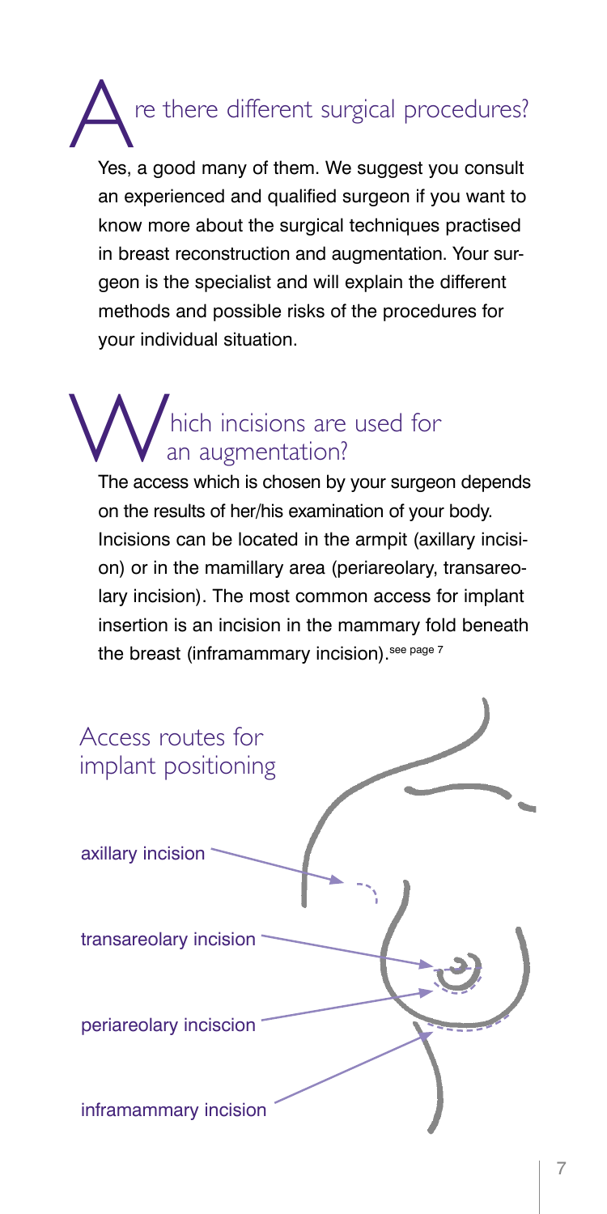## Are there different surgical procedures?

Yes, a good many of them. We suggest you consult an experienced and qualified surgeon if you want to know more about the surgical techniques practised in breast reconstruction and augmentation. Your surgeon is the specialist and will explain the different methods and possible risks of the procedures for your individual situation.

## Which incisions are used for an augmentation?

The access which is chosen by your surgeon depends on the results of her/his examination of your body. Incisions can be located in the armpit (axillary incision) or in the mamillary area (periareolary, transareolary incision). The most common access for implant insertion is an incision in the mammary fold beneath the breast (inframammary incision). see page 7

### Access routes for implant positioning

- axillary incision
- transareolary incision
- periareolary inciscion
- inframammary incision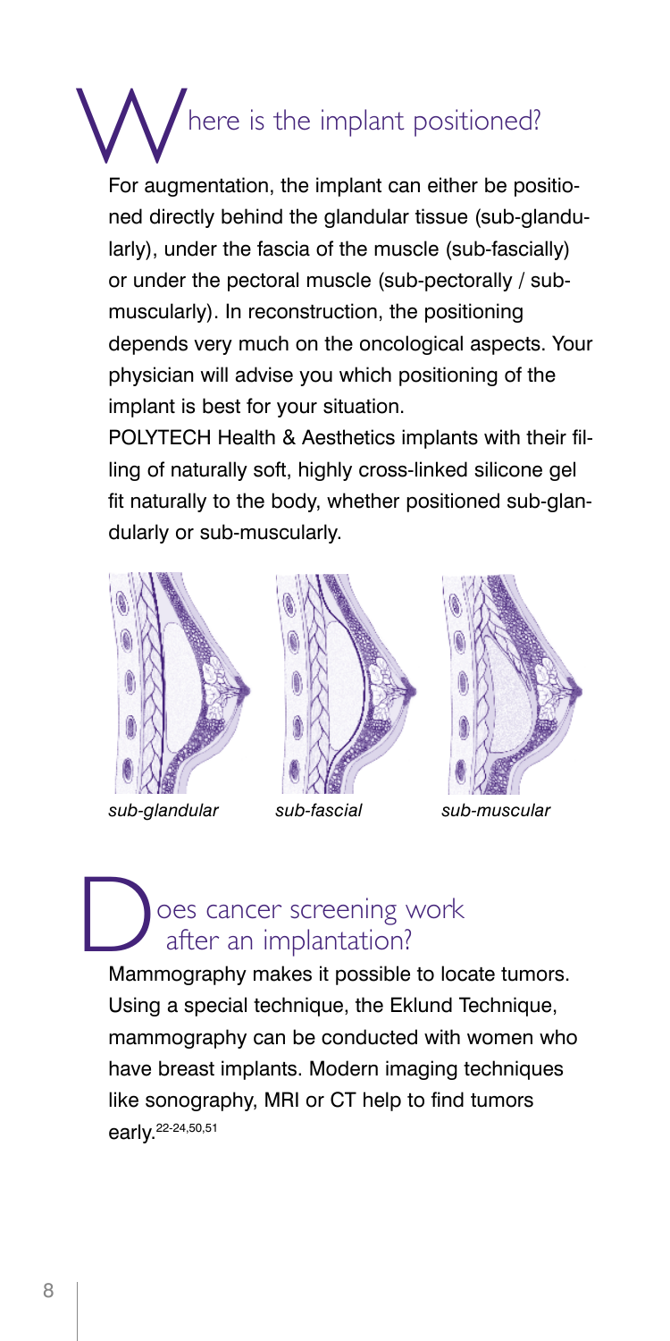## Where is the implant positioned?

For augmentation, the implant can either be positioned directly behind the glandular tissue (sub-glandularly), under the fascia of the muscle (sub-fascially) or under the pectoral muscle (sub-pectorally / sub-muscularly). In reconstruction, the positioning depends very much on the oncological aspects. Your physician will advise you which positioning of the implant is best for your situation.

POLYTECH Health & Aesthetics implants with their filling of naturally soft, highly cross-linked silicone gel fit naturally to the body, whether positioned sub-glandularly or sub-muscularly.

*sub-glandular* *sub-fascial* *sub-muscular*

## Does cancer screening work after an implantation?

Mammography makes it possible to locate tumors. Using a special technique, the Eklund Technique, mammography can be conducted with women who have breast implants. Modern imaging techniques like sonography, MRI or CT help to find tumors early.[22-24,50,51]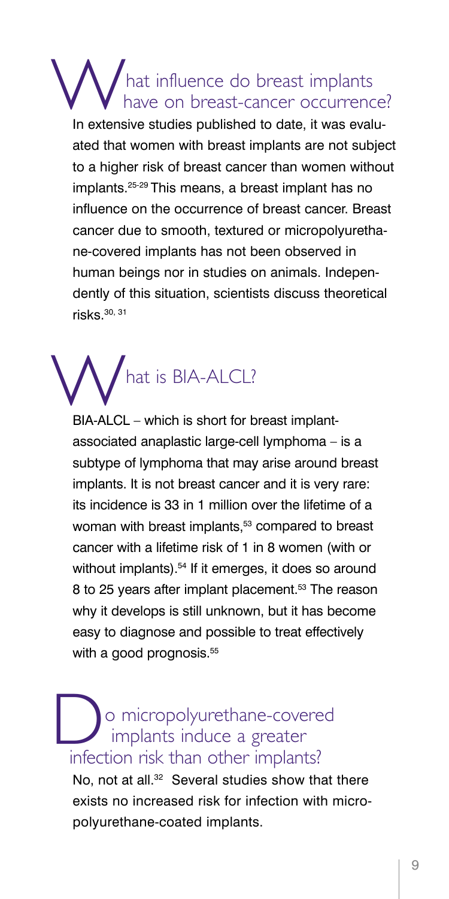## What influence do breast implants have on breast-cancer occurrence?

In extensive studies published to date, it was evaluated that women with breast implants are not subject to a higher risk of breast cancer than women without implants.[25-29] This means, a breast implant has no influence on the occurrence of breast cancer. Breast cancer due to smooth, textured or micropolyurethane-covered implants has not been observed in human beings nor in studies on animals. Independently of this situation, scientists discuss theoretical risks.[30, 31]

## What is BIA-ALCL?

BIA-ALCL – which is short for breast implant-associated anaplastic large-cell lymphoma – is a subtype of lymphoma that may arise around breast implants. It is not breast cancer and it is very rare: its incidence is 33 in 1 million over the lifetime of a woman with breast implants,[53] compared to breast cancer with a lifetime risk of 1 in 8 women (with or without implants).[54] If it emerges, it does so around 8 to 25 years after implant placement.[53] The reason why it develops is still unknown, but it has become easy to diagnose and possible to treat effectively with a good prognosis.[55]

## Do micropolyurethane-covered implants induce a greater infection risk than other implants?

No, not at all.[32] Several studies show that there exists no increased risk for infection with micropolyurethane-coated implants.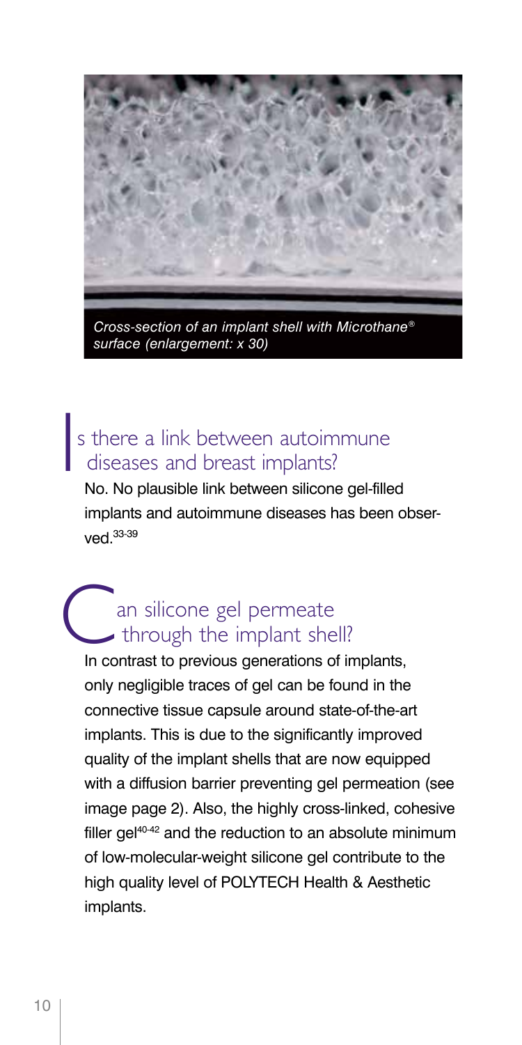*Cross-section of an implant shell with Microthane® surface (enlargement: x 30)*

## Is there a link between autoimmune diseases and breast implants?

No. No plausible link between silicone gel-filled implants and autoimmune diseases has been observed.[33-39]

## Can silicone gel permeate through the implant shell?

In contrast to previous generations of implants, only negligible traces of gel can be found in the connective tissue capsule around state-of-the-art implants. This is due to the significantly improved quality of the implant shells that are now equipped with a diffusion barrier preventing gel permeation (see image page 2). Also, the highly cross-linked, cohesive filler gel[40-42] and the reduction to an absolute minimum of low-molecular-weight silicone gel contribute to the high quality level of POLYTECH Health & Aesthetic implants.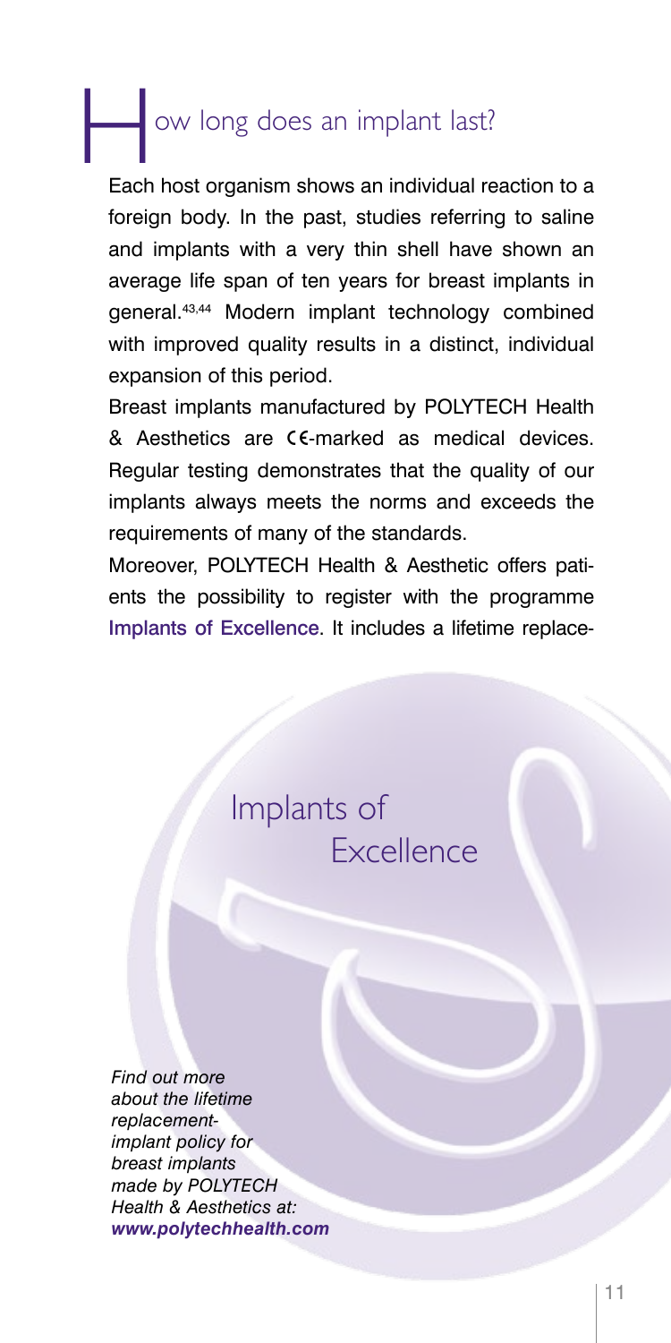# How long does an implant last?

Each host organism shows an individual reaction to a foreign body. In the past, studies referring to saline and implants with a very thin shell have shown an average life span of ten years for breast implants in general.[43,44] Modern implant technology combined with improved quality results in a distinct, individual expansion of this period.

Breast implants manufactured by POLYTECH Health & Aesthetics are CE-marked as medical devices. Regular testing demonstrates that the quality of our implants always meets the norms and exceeds the requirements of many of the standards.

Moreover, POLYTECH Health & Aesthetic offers patients the possibility to register with the programme Implants of Excellence. It includes a lifetime replace-

Implants of Excellence

*Find out more about the lifetime replacement-implant policy for breast implants made by POLYTECH Health & Aesthetics at:* ***www.polytechhealth.com***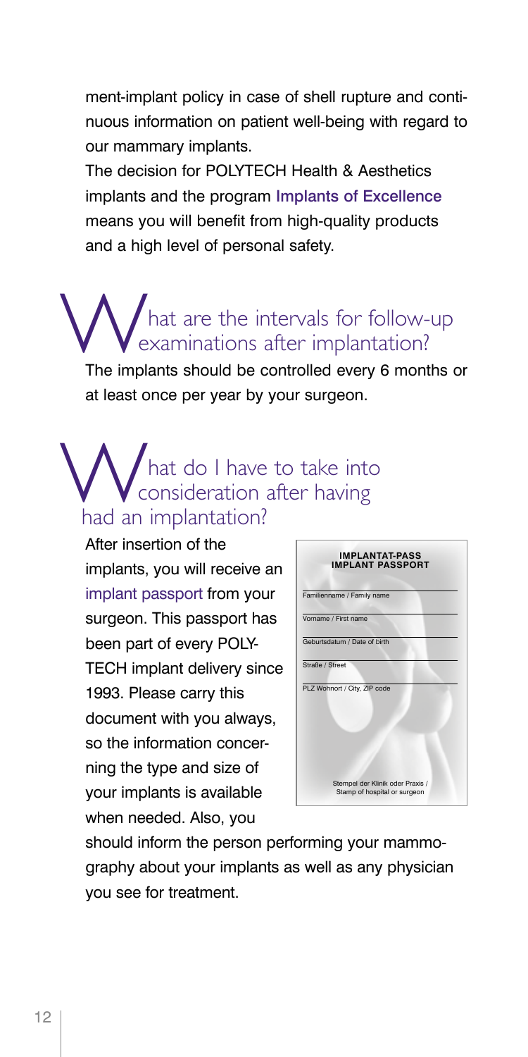ment-implant policy in case of shell rupture and continuous information on patient well-being with regard to our mammary implants.

The decision for POLYTECH Health & Aesthetics implants and the program Implants of Excellence means you will benefit from high-quality products and a high level of personal safety.

## What are the intervals for follow-up examinations after implantation?

The implants should be controlled every 6 months or at least once per year by your surgeon.

## What do I have to take into consideration after having had an implantation?

After insertion of the implants, you will receive an implant passport from your surgeon. This passport has been part of every POLYTECH implant delivery since 1993. Please carry this document with you always, so the information concerning the type and size of your implants is available when needed. Also, you should inform the person performing your mammography about your implants as well as any physician you see for treatment.

**IMPLANTAT-PASS**
**IMPLANT PASSPORT**

Familienname / Family name

Vorname / First name

Geburtsdatum / Date of birth

Straße / Street

PLZ Wohnort / City, ZIP code

Stempel der Klinik oder Praxis / Stamp of hospital or surgeon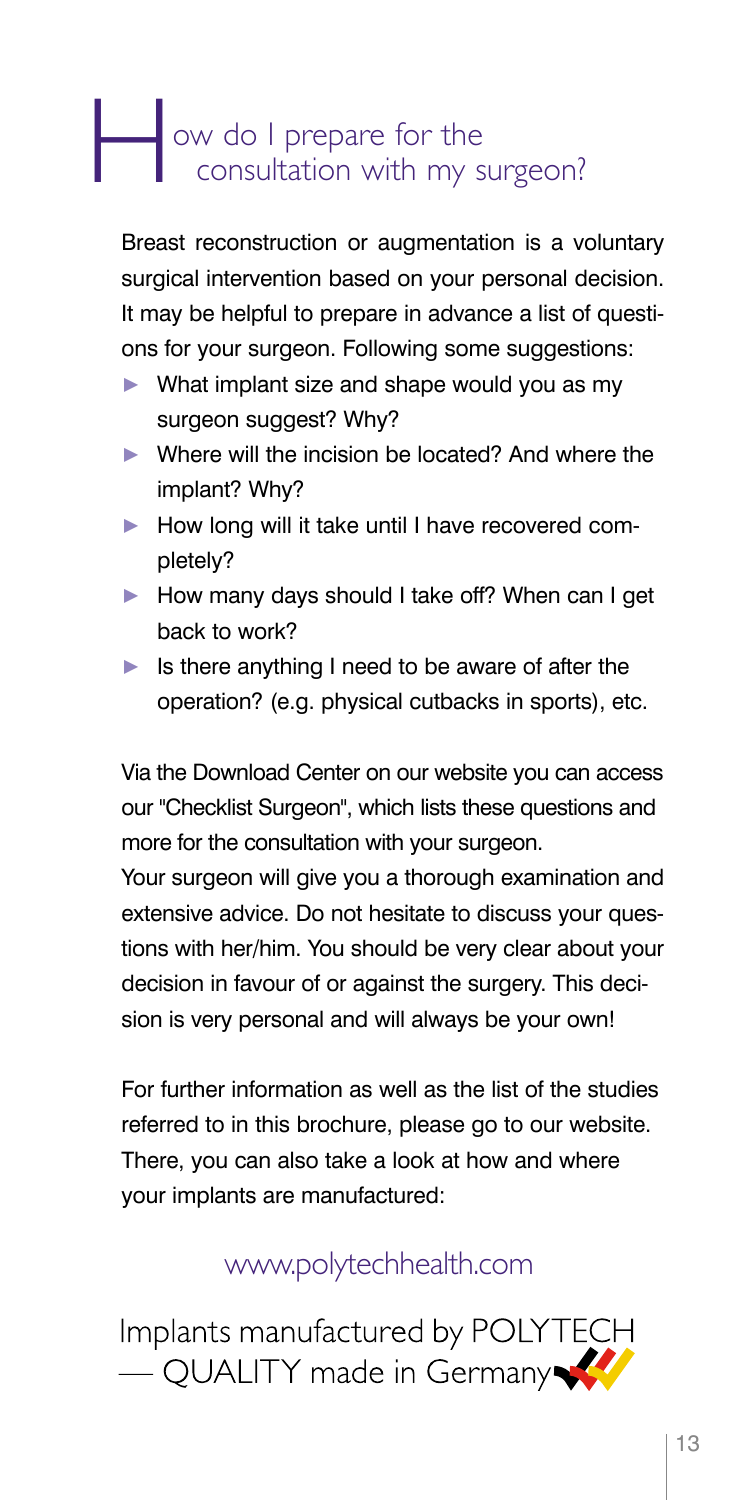# How do I prepare for the consultation with my surgeon?

Breast reconstruction or augmentation is a voluntary surgical intervention based on your personal decision. It may be helpful to prepare in advance a list of questions for your surgeon. Following some suggestions:

- What implant size and shape would you as my surgeon suggest? Why?
- Where will the incision be located? And where the implant? Why?
- How long will it take until I have recovered completely?
- How many days should I take off? When can I get back to work?
- Is there anything I need to be aware of after the operation? (e.g. physical cutbacks in sports), etc.

Via the Download Center on our website you can access our "Checklist Surgeon", which lists these questions and more for the consultation with your surgeon.
Your surgeon will give you a thorough examination and extensive advice. Do not hesitate to discuss your questions with her/him. You should be very clear about your decision in favour of or against the surgery. This decision is very personal and will always be your own!

For further information as well as the list of the studies referred to in this brochure, please go to our website. There, you can also take a look at how and where your implants are manufactured:

www.polytechhealth.com

Implants manufactured by POLYTECH — QUALITY made in Germany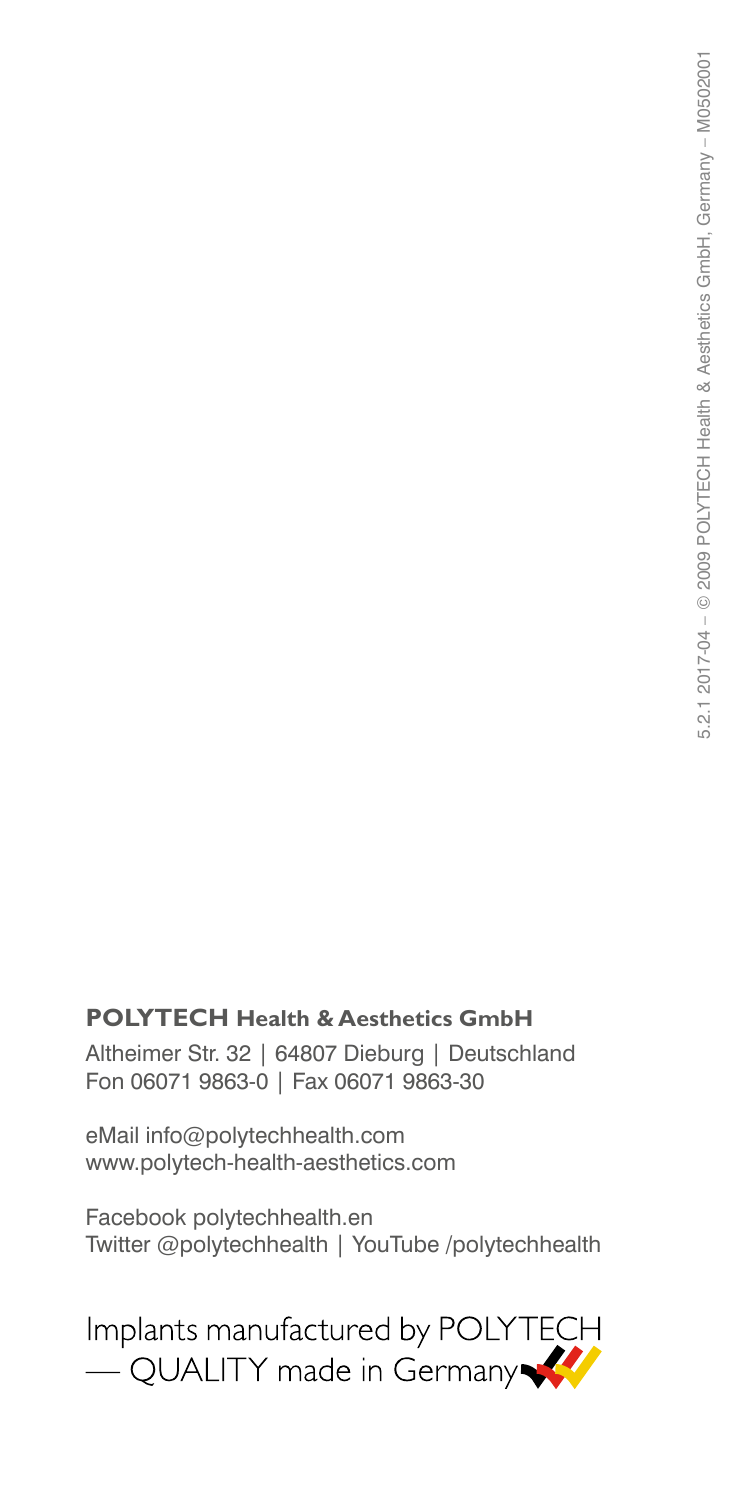5.2.1 2017-04 – © 2009 POLYTECH Health & Aesthetics GmbH, Germany – M0502001

**POLYTECH Health & Aesthetics GmbH**

Altheimer Str. 32 | 64807 Dieburg | Deutschland
Fon 06071 9863-0 | Fax 06071 9863-30

eMail info@polytechhealth.com
www.polytech-health-aesthetics.com

Facebook polytechhealth.en
Twitter @polytechhealth | YouTube /polytechhealth

Implants manufactured by POLYTECH
— QUALITY made in Germany